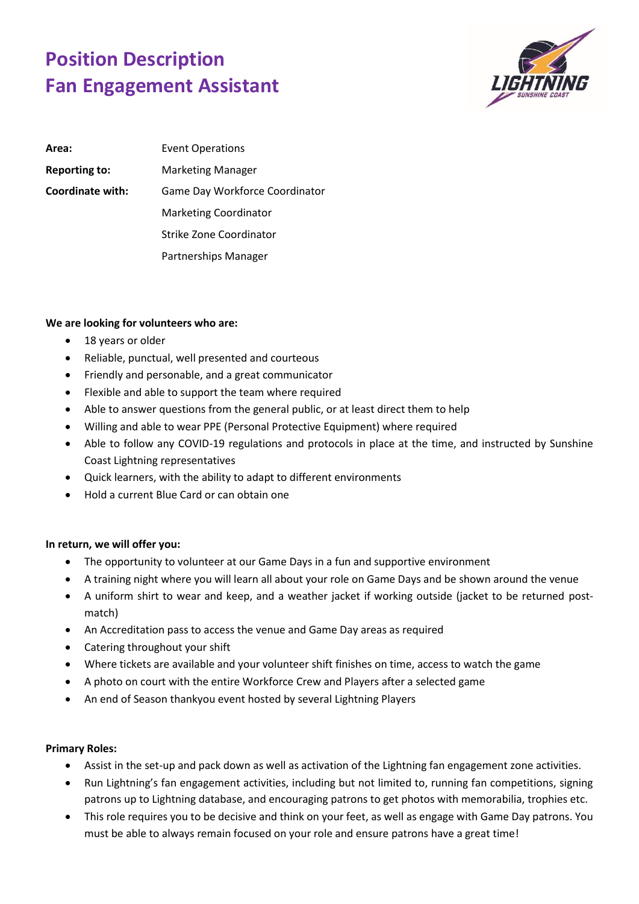# Position Description
# Fan Engagement Assistant

| | |
|---|---|
| **Area:** | Event Operations |
| **Reporting to:** | Marketing Manager |
| **Coordinate with:** | Game Day Workforce Coordinator |
| | Marketing Coordinator |
| | Strike Zone Coordinator |
| | Partnerships Manager |

**We are looking for volunteers who are:**

- 18 years or older
- Reliable, punctual, well presented and courteous
- Friendly and personable, and a great communicator
- Flexible and able to support the team where required
- Able to answer questions from the general public, or at least direct them to help
- Willing and able to wear PPE (Personal Protective Equipment) where required
- Able to follow any COVID-19 regulations and protocols in place at the time, and instructed by Sunshine Coast Lightning representatives
- Quick learners, with the ability to adapt to different environments
- Hold a current Blue Card or can obtain one

**In return, we will offer you:**

- The opportunity to volunteer at our Game Days in a fun and supportive environment
- A training night where you will learn all about your role on Game Days and be shown around the venue
- A uniform shirt to wear and keep, and a weather jacket if working outside (jacket to be returned post-match)
- An Accreditation pass to access the venue and Game Day areas as required
- Catering throughout your shift
- Where tickets are available and your volunteer shift finishes on time, access to watch the game
- A photo on court with the entire Workforce Crew and Players after a selected game
- An end of Season thankyou event hosted by several Lightning Players

**Primary Roles:**

- Assist in the set-up and pack down as well as activation of the Lightning fan engagement zone activities.
- Run Lightning's fan engagement activities, including but not limited to, running fan competitions, signing patrons up to Lightning database, and encouraging patrons to get photos with memorabilia, trophies etc.
- This role requires you to be decisive and think on your feet, as well as engage with Game Day patrons. You must be able to always remain focused on your role and ensure patrons have a great time!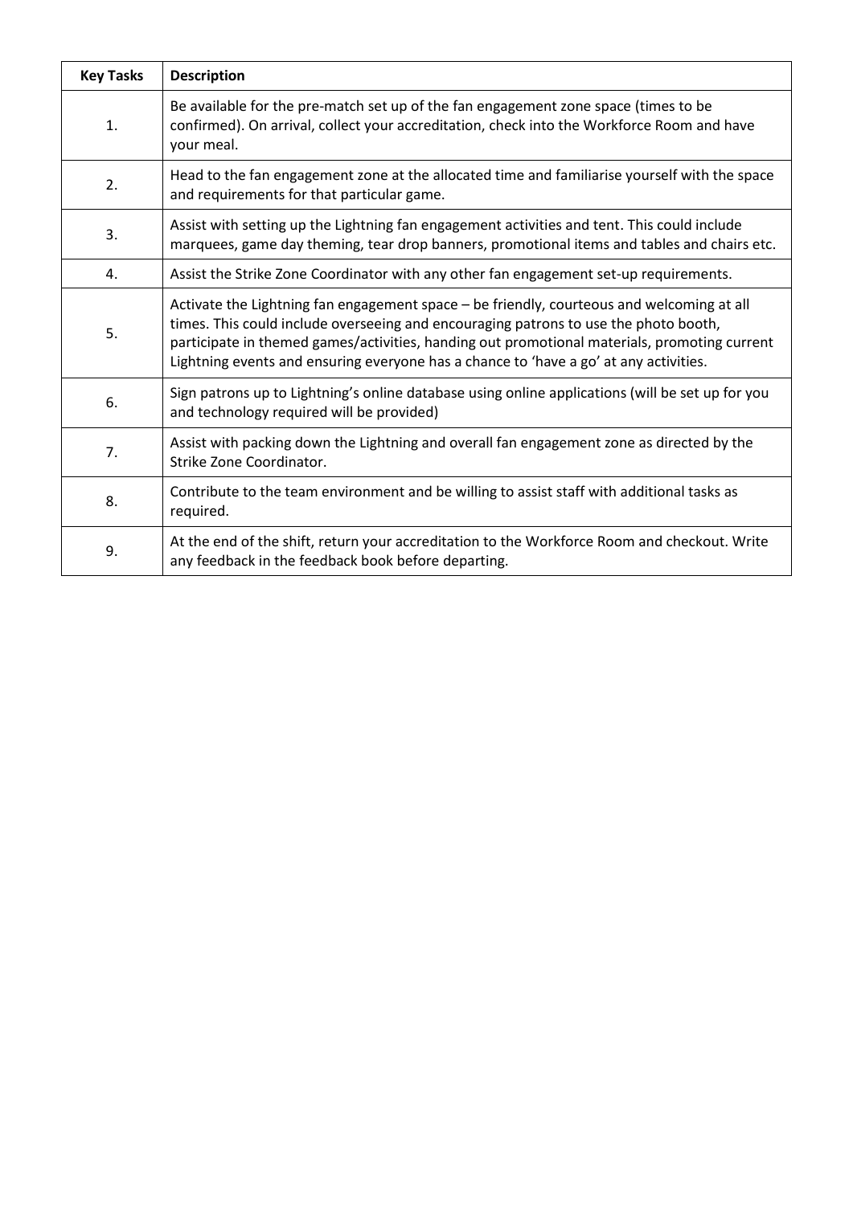| Key Tasks | Description |
|---|---|
| 1. | Be available for the pre-match set up of the fan engagement zone space (times to be confirmed). On arrival, collect your accreditation, check into the Workforce Room and have your meal. |
| 2. | Head to the fan engagement zone at the allocated time and familiarise yourself with the space and requirements for that particular game. |
| 3. | Assist with setting up the Lightning fan engagement activities and tent. This could include marquees, game day theming, tear drop banners, promotional items and tables and chairs etc. |
| 4. | Assist the Strike Zone Coordinator with any other fan engagement set-up requirements. |
| 5. | Activate the Lightning fan engagement space – be friendly, courteous and welcoming at all times. This could include overseeing and encouraging patrons to use the photo booth, participate in themed games/activities, handing out promotional materials, promoting current Lightning events and ensuring everyone has a chance to 'have a go' at any activities. |
| 6. | Sign patrons up to Lightning's online database using online applications (will be set up for you and technology required will be provided) |
| 7. | Assist with packing down the Lightning and overall fan engagement zone as directed by the Strike Zone Coordinator. |
| 8. | Contribute to the team environment and be willing to assist staff with additional tasks as required. |
| 9. | At the end of the shift, return your accreditation to the Workforce Room and checkout. Write any feedback in the feedback book before departing. |